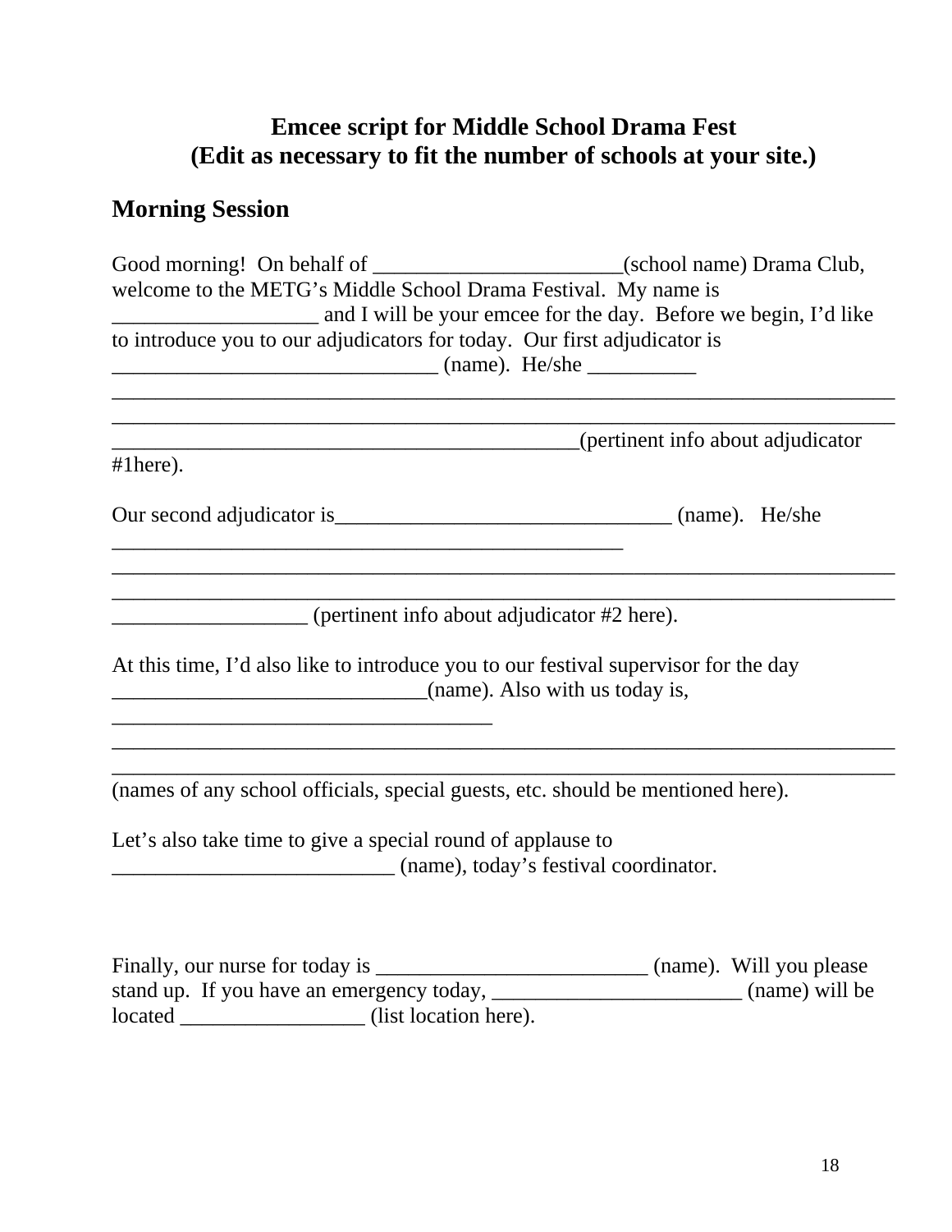# Emcee script for Middle School Drama Fest
# (Edit as necessary to fit the number of schools at your site.)

## Morning Session

Good morning! On behalf of _______________________(school name) Drama Club, welcome to the METG's Middle School Drama Festival. My name is ___________________ and I will be your emcee for the day. Before we begin, I'd like to introduce you to our adjudicators for today. Our first adjudicator is ______________________________ (name). He/she __________
________________________________________________________________________
________________________________________________________________________
___________________________________________(pertinent info about adjudicator #1here).

Our second adjudicator is_______________________________ (name). He/she
________________________________________________
________________________________________________________________________
________________________________________________________________________
__________________ (pertinent info about adjudicator #2 here).

At this time, I'd also like to introduce you to our festival supervisor for the day _____________________________(name). Also with us today is,
___________________________________
________________________________________________________________________
________________________________________________________________________
(names of any school officials, special guests, etc. should be mentioned here).

Let's also take time to give a special round of applause to __________________________ (name), today's festival coordinator.

Finally, our nurse for today is _________________________ (name). Will you please stand up. If you have an emergency today, _______________________ (name) will be located _________________ (list location here).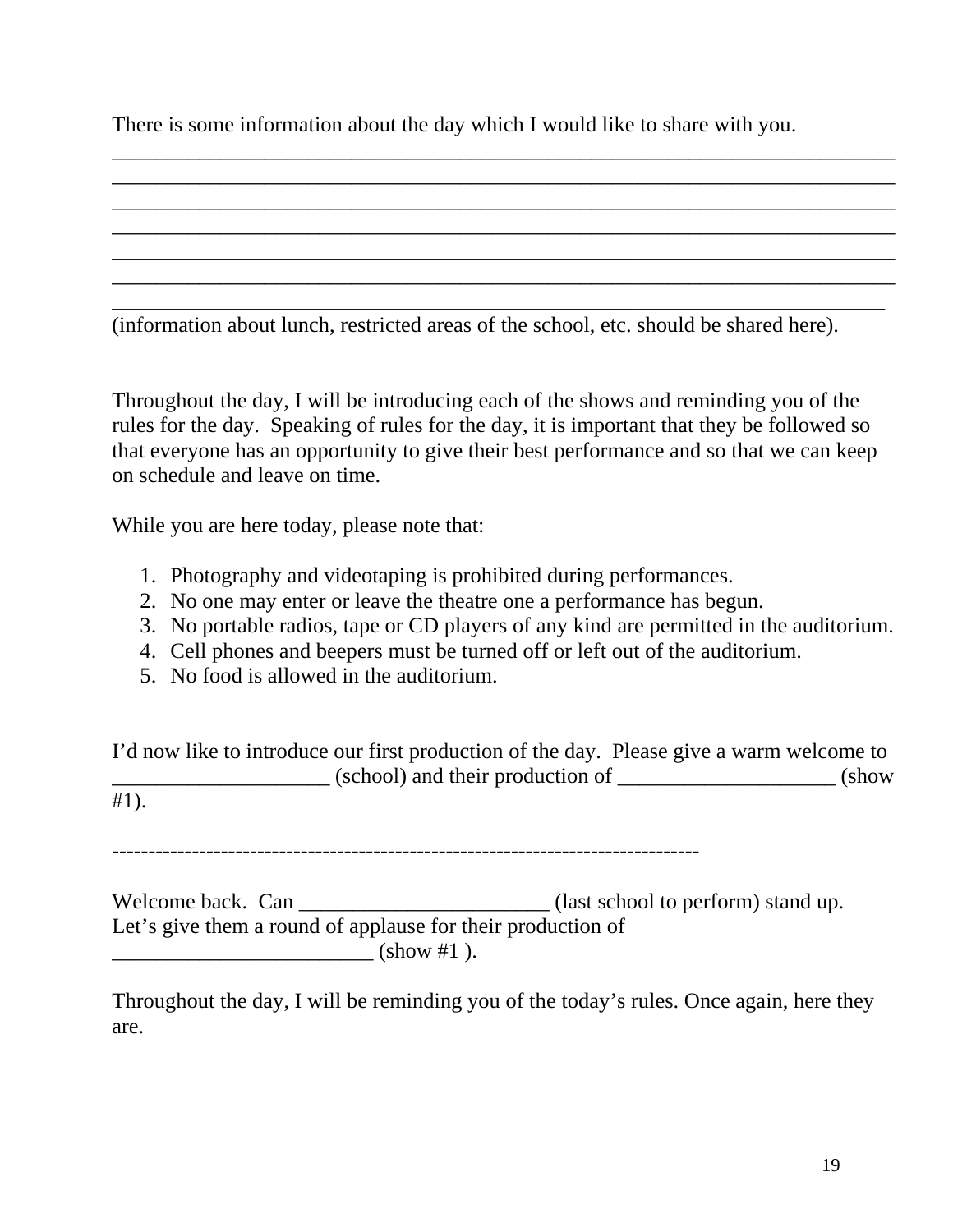There is some information about the day which I would like to share with you.
_____________________________________________________________________________
_____________________________________________________________________________
_____________________________________________________________________________
_____________________________________________________________________________
_____________________________________________________________________________
_____________________________________________________________________________
____________________________________________________________________________
(information about lunch, restricted areas of the school, etc. should be shared here).

Throughout the day, I will be introducing each of the shows and reminding you of the rules for the day. Speaking of rules for the day, it is important that they be followed so that everyone has an opportunity to give their best performance and so that we can keep on schedule and leave on time.

While you are here today, please note that:

1. Photography and videotaping is prohibited during performances.
2. No one may enter or leave the theatre one a performance has begun.
3. No portable radios, tape or CD players of any kind are permitted in the auditorium.
4. Cell phones and beepers must be turned off or left out of the auditorium.
5. No food is allowed in the auditorium.

I'd now like to introduce our first production of the day. Please give a warm welcome to ____________________ (school) and their production of ____________________ (show #1).

--------------------------------------------------------------------------------

Welcome back. Can ________________________ (last school to perform) stand up. Let's give them a round of applause for their production of ________________________ (show #1 ).

Throughout the day, I will be reminding you of the today's rules. Once again, here they are.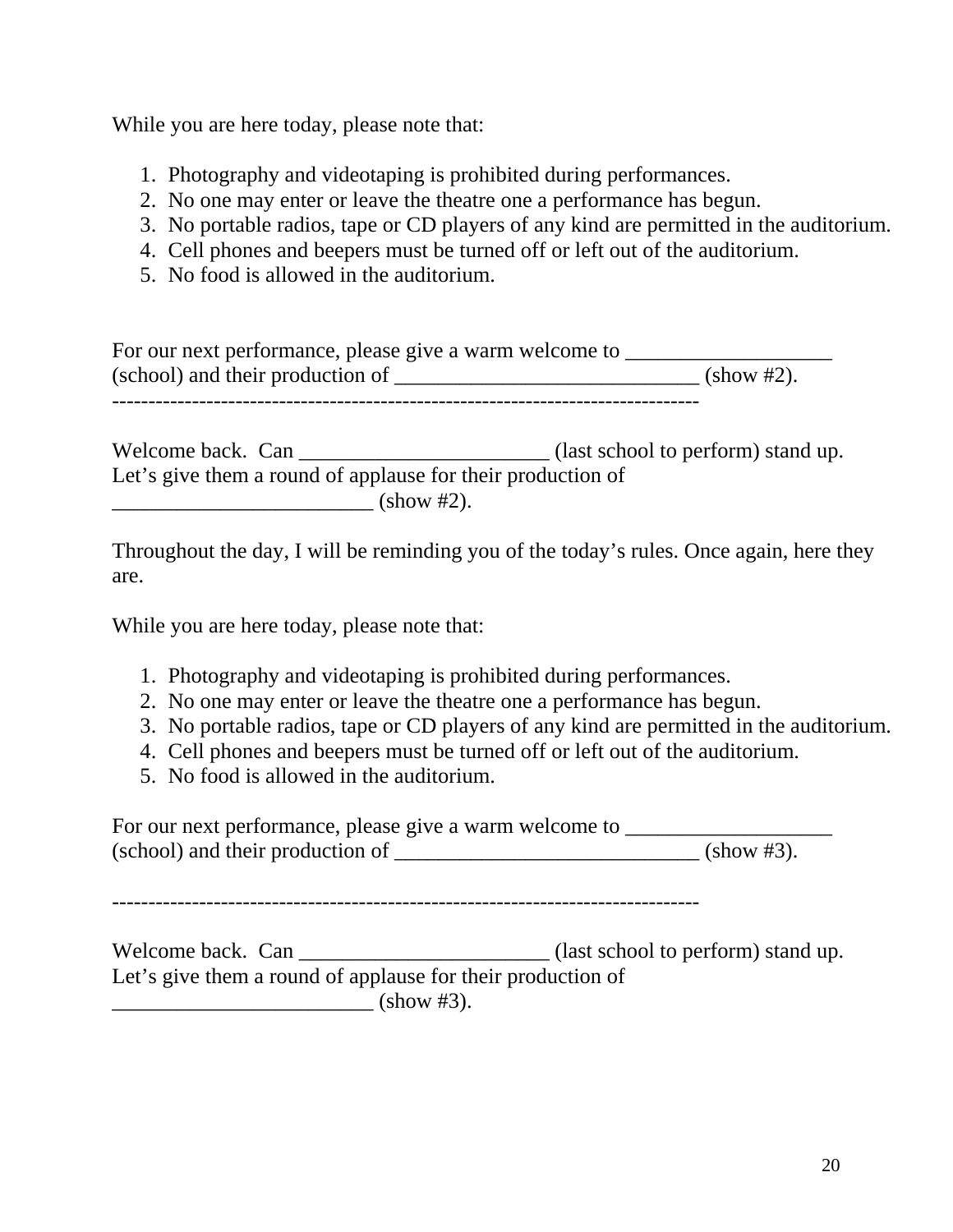While you are here today, please note that:

1. Photography and videotaping is prohibited during performances.
2. No one may enter or leave the theatre one a performance has begun.
3. No portable radios, tape or CD players of any kind are permitted in the auditorium.
4. Cell phones and beepers must be turned off or left out of the auditorium.
5. No food is allowed in the auditorium.

For our next performance, please give a warm welcome to ___________________ (school) and their production of ____________________________ (show #2).

--------------------------------------------------------------------------------

Welcome back. Can _______________________ (last school to perform) stand up. Let's give them a round of applause for their production of ________________________ (show #2).

Throughout the day, I will be reminding you of the today's rules. Once again, here they are.

While you are here today, please note that:

1. Photography and videotaping is prohibited during performances.
2. No one may enter or leave the theatre one a performance has begun.
3. No portable radios, tape or CD players of any kind are permitted in the auditorium.
4. Cell phones and beepers must be turned off or left out of the auditorium.
5. No food is allowed in the auditorium.

For our next performance, please give a warm welcome to ___________________ (school) and their production of ____________________________ (show #3).

--------------------------------------------------------------------------------

Welcome back. Can _______________________ (last school to perform) stand up. Let's give them a round of applause for their production of ________________________ (show #3).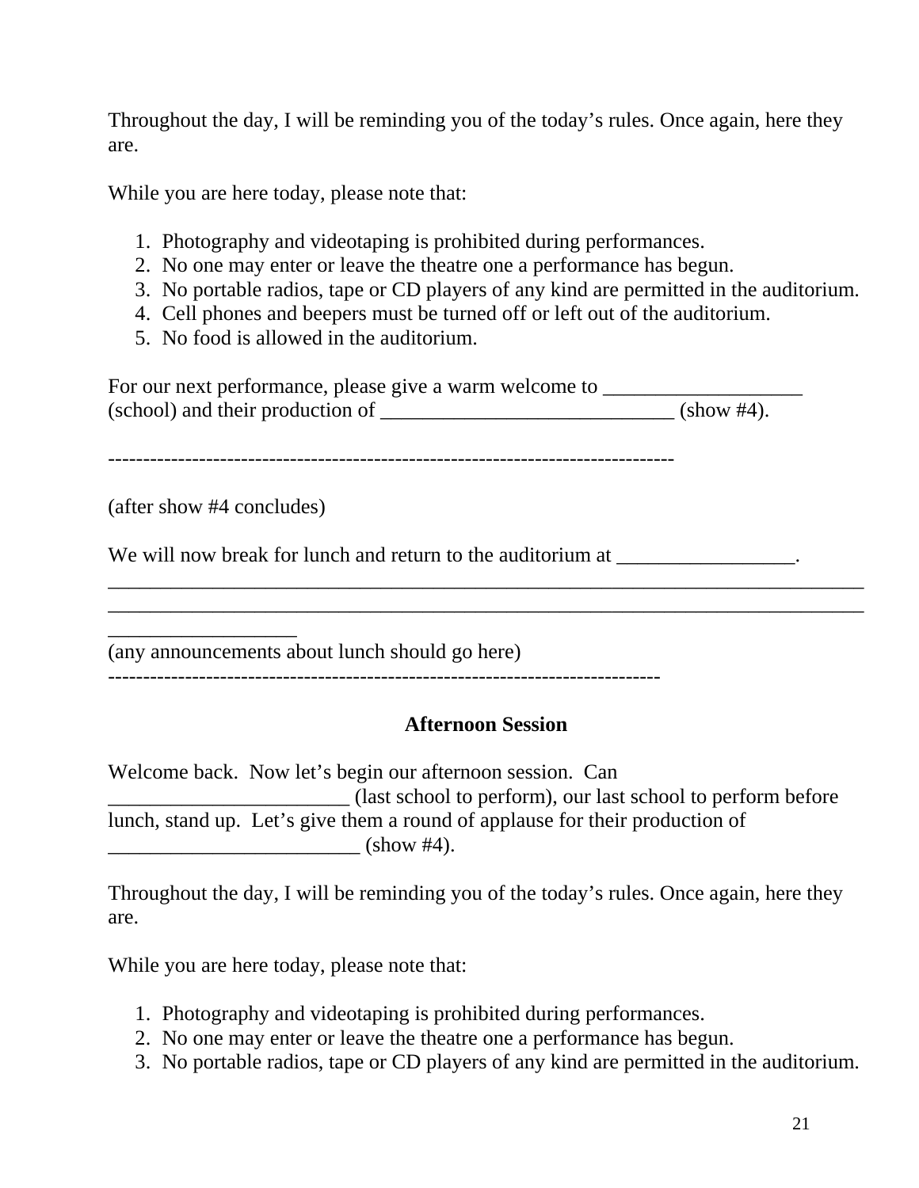Throughout the day, I will be reminding you of the today's rules. Once again, here they are.

While you are here today, please note that:

1. Photography and videotaping is prohibited during performances.
2. No one may enter or leave the theatre one a performance has begun.
3. No portable radios, tape or CD players of any kind are permitted in the auditorium.
4. Cell phones and beepers must be turned off or left out of the auditorium.
5. No food is allowed in the auditorium.

For our next performance, please give a warm welcome to ___________________ (school) and their production of ____________________________ (show #4).

--------------------------------------------------------------------------------

(after show #4 concludes)

We will now break for lunch and return to the auditorium at _________________.
____________________________________________________________________________
____________________________________________________________________________
__________________
(any announcements about lunch should go here)

------------------------------------------------------------------------------

**Afternoon Session**

Welcome back. Now let's begin our afternoon session. Can _______________________ (last school to perform), our last school to perform before lunch, stand up. Let's give them a round of applause for their production of ________________________ (show #4).

Throughout the day, I will be reminding you of the today's rules. Once again, here they are.

While you are here today, please note that:

1. Photography and videotaping is prohibited during performances.
2. No one may enter or leave the theatre one a performance has begun.
3. No portable radios, tape or CD players of any kind are permitted in the auditorium.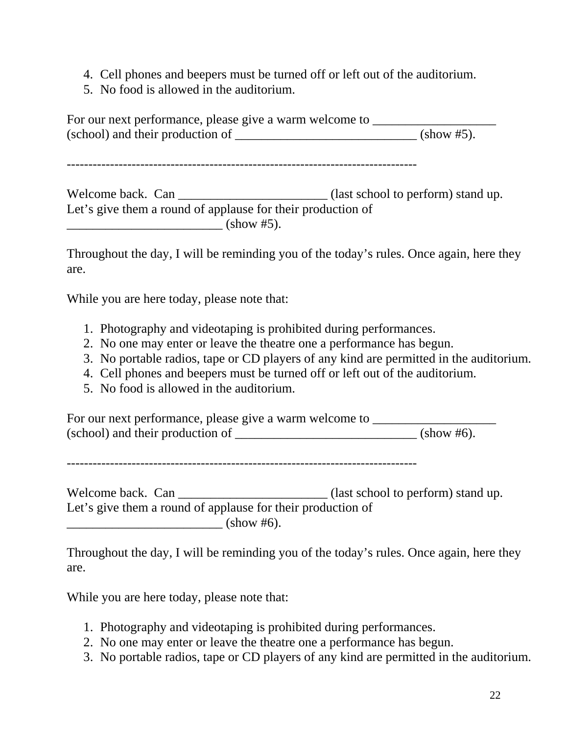4. Cell phones and beepers must be turned off or left out of the auditorium.
5. No food is allowed in the auditorium.

For our next performance, please give a warm welcome to ___________________ (school) and their production of ____________________________ (show #5).

--------------------------------------------------------------------------------

Welcome back. Can _______________________ (last school to perform) stand up. Let's give them a round of applause for their production of ________________________ (show #5).

Throughout the day, I will be reminding you of the today's rules. Once again, here they are.

While you are here today, please note that:

1. Photography and videotaping is prohibited during performances.
2. No one may enter or leave the theatre one a performance has begun.
3. No portable radios, tape or CD players of any kind are permitted in the auditorium.
4. Cell phones and beepers must be turned off or left out of the auditorium.
5. No food is allowed in the auditorium.

For our next performance, please give a warm welcome to ___________________ (school) and their production of ____________________________ (show #6).

--------------------------------------------------------------------------------

Welcome back. Can _______________________ (last school to perform) stand up. Let's give them a round of applause for their production of ________________________ (show #6).

Throughout the day, I will be reminding you of the today's rules. Once again, here they are.

While you are here today, please note that:

1. Photography and videotaping is prohibited during performances.
2. No one may enter or leave the theatre one a performance has begun.
3. No portable radios, tape or CD players of any kind are permitted in the auditorium.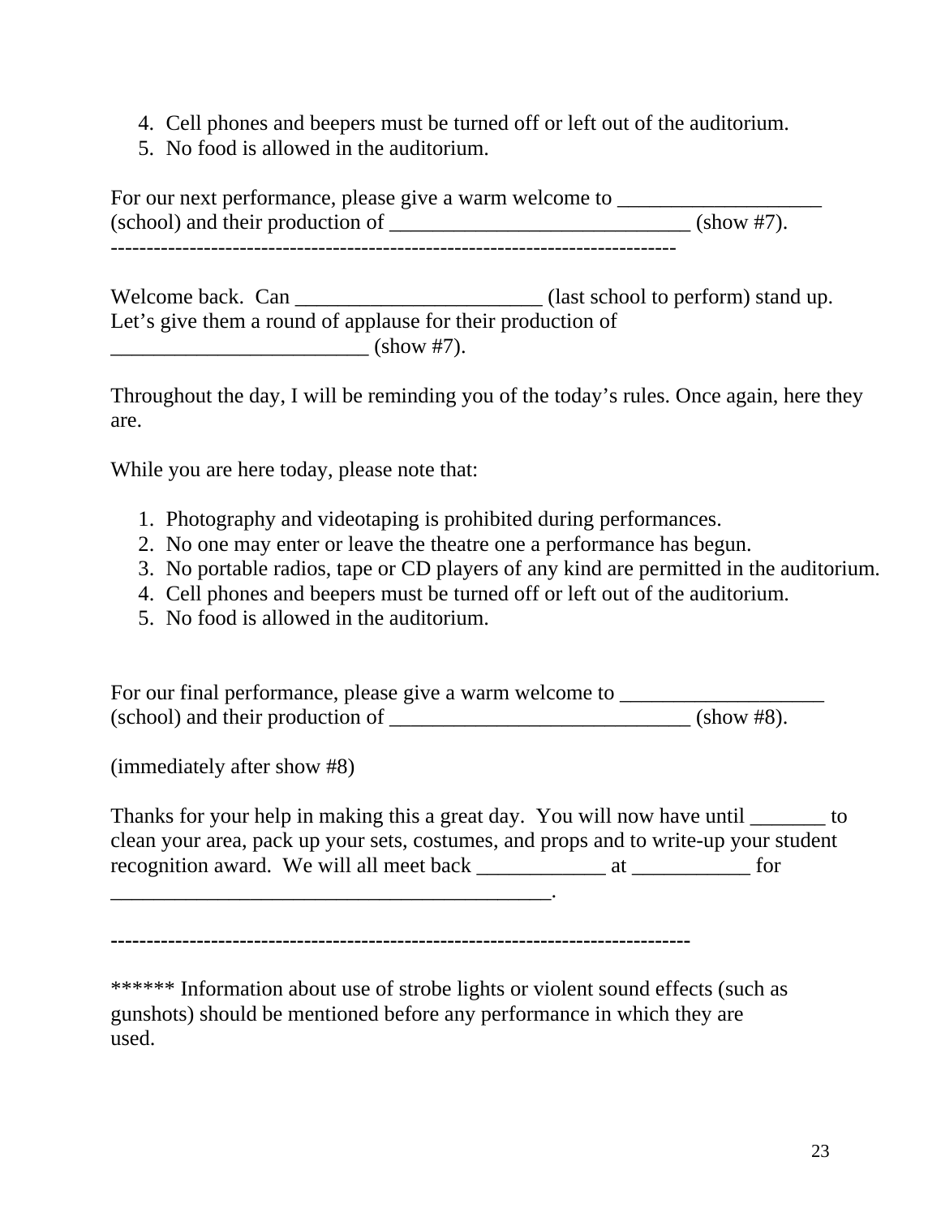4. Cell phones and beepers must be turned off or left out of the auditorium.
5. No food is allowed in the auditorium.

For our next performance, please give a warm welcome to ___________________ (school) and their production of ____________________________ (show #7).

-----------------------------------------------------------------------------

Welcome back. Can _______________________ (last school to perform) stand up. Let's give them a round of applause for their production of ________________________ (show #7).

Throughout the day, I will be reminding you of the today's rules. Once again, here they are.

While you are here today, please note that:

1. Photography and videotaping is prohibited during performances.
2. No one may enter or leave the theatre one a performance has begun.
3. No portable radios, tape or CD players of any kind are permitted in the auditorium.
4. Cell phones and beepers must be turned off or left out of the auditorium.
5. No food is allowed in the auditorium.

For our final performance, please give a warm welcome to ___________________ (school) and their production of ____________________________ (show #8).

(immediately after show #8)

Thanks for your help in making this a great day. You will now have until _______ to clean your area, pack up your sets, costumes, and props and to write-up your student recognition award. We will all meet back ____________ at ___________ for __________________________________________.

-----------------------------------------------------------------------------

****** Information about use of strobe lights or violent sound effects (such as gunshots) should be mentioned before any performance in which they are used.